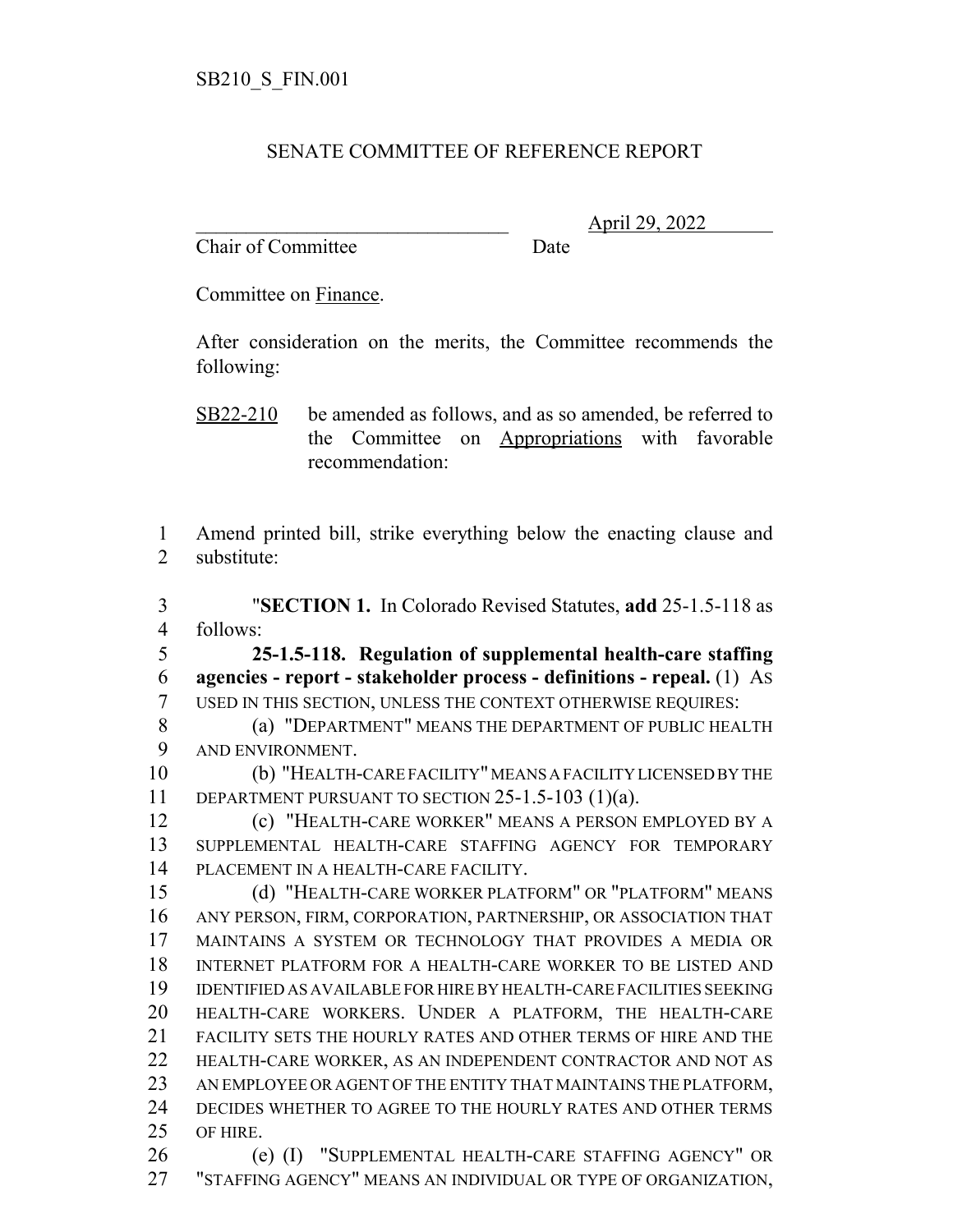SB210_S_FIN.001

SENATE COMMITTEE OF REFERENCE REPORT

\_\_\_\_\_\_\_\_\_\_\_\_\_\_\_\_\_\_\_\_\_\_\_\_\_\_\_\_\_\_\_\_ April 29, 2022

Chair of Committee Date

Committee on Finance.

After consideration on the merits, the Committee recommends the following:

SB22-210 be amended as follows, and as so amended, be referred to the Committee on Appropriations with favorable recommendation:

1 Amend printed bill, strike everything below the enacting clause and
2 substitute:

3 "**SECTION 1.** In Colorado Revised Statutes, **add** 25-1.5-118 as
4 follows:

5 **25-1.5-118. Regulation of supplemental health-care staffing**
6 **agencies - report - stakeholder process - definitions - repeal.** (1) AS
7 USED IN THIS SECTION, UNLESS THE CONTEXT OTHERWISE REQUIRES:

8 (a) "DEPARTMENT" MEANS THE DEPARTMENT OF PUBLIC HEALTH
9 AND ENVIRONMENT.

10 (b) "HEALTH-CARE FACILITY" MEANS A FACILITY LICENSED BY THE
11 DEPARTMENT PURSUANT TO SECTION 25-1.5-103 (1)(a).

12 (c) "HEALTH-CARE WORKER" MEANS A PERSON EMPLOYED BY A
13 SUPPLEMENTAL HEALTH-CARE STAFFING AGENCY FOR TEMPORARY
14 PLACEMENT IN A HEALTH-CARE FACILITY.

15 (d) "HEALTH-CARE WORKER PLATFORM" OR "PLATFORM" MEANS
16 ANY PERSON, FIRM, CORPORATION, PARTNERSHIP, OR ASSOCIATION THAT
17 MAINTAINS A SYSTEM OR TECHNOLOGY THAT PROVIDES A MEDIA OR
18 INTERNET PLATFORM FOR A HEALTH-CARE WORKER TO BE LISTED AND
19 IDENTIFIED AS AVAILABLE FOR HIRE BY HEALTH-CARE FACILITIES SEEKING
20 HEALTH-CARE WORKERS. UNDER A PLATFORM, THE HEALTH-CARE
21 FACILITY SETS THE HOURLY RATES AND OTHER TERMS OF HIRE AND THE
22 HEALTH-CARE WORKER, AS AN INDEPENDENT CONTRACTOR AND NOT AS
23 AN EMPLOYEE OR AGENT OF THE ENTITY THAT MAINTAINS THE PLATFORM,
24 DECIDES WHETHER TO AGREE TO THE HOURLY RATES AND OTHER TERMS
25 OF HIRE.

26 (e) (I) "SUPPLEMENTAL HEALTH-CARE STAFFING AGENCY" OR
27 "STAFFING AGENCY" MEANS AN INDIVIDUAL OR TYPE OF ORGANIZATION,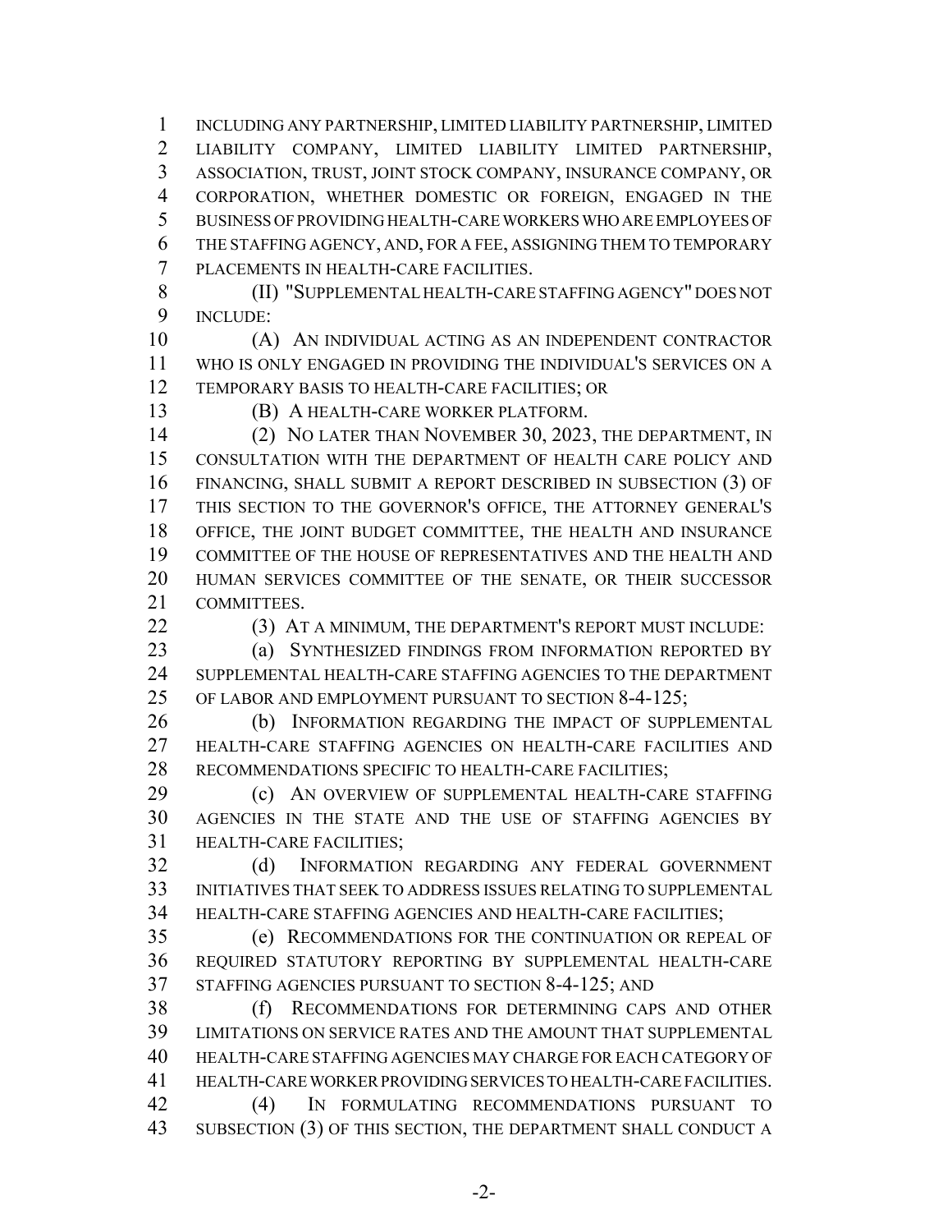INCLUDING ANY PARTNERSHIP, LIMITED LIABILITY PARTNERSHIP, LIMITED LIABILITY COMPANY, LIMITED LIABILITY LIMITED PARTNERSHIP, ASSOCIATION, TRUST, JOINT STOCK COMPANY, INSURANCE COMPANY, OR CORPORATION, WHETHER DOMESTIC OR FOREIGN, ENGAGED IN THE BUSINESS OF PROVIDING HEALTH-CARE WORKERS WHO ARE EMPLOYEES OF THE STAFFING AGENCY, AND, FOR A FEE, ASSIGNING THEM TO TEMPORARY PLACEMENTS IN HEALTH-CARE FACILITIES.

(II) "SUPPLEMENTAL HEALTH-CARE STAFFING AGENCY" DOES NOT INCLUDE:

(A) AN INDIVIDUAL ACTING AS AN INDEPENDENT CONTRACTOR WHO IS ONLY ENGAGED IN PROVIDING THE INDIVIDUAL'S SERVICES ON A TEMPORARY BASIS TO HEALTH-CARE FACILITIES; OR

(B) A HEALTH-CARE WORKER PLATFORM.

(2) NO LATER THAN NOVEMBER 30, 2023, THE DEPARTMENT, IN CONSULTATION WITH THE DEPARTMENT OF HEALTH CARE POLICY AND FINANCING, SHALL SUBMIT A REPORT DESCRIBED IN SUBSECTION (3) OF THIS SECTION TO THE GOVERNOR'S OFFICE, THE ATTORNEY GENERAL'S OFFICE, THE JOINT BUDGET COMMITTEE, THE HEALTH AND INSURANCE COMMITTEE OF THE HOUSE OF REPRESENTATIVES AND THE HEALTH AND HUMAN SERVICES COMMITTEE OF THE SENATE, OR THEIR SUCCESSOR COMMITTEES.

(3) AT A MINIMUM, THE DEPARTMENT'S REPORT MUST INCLUDE:

(a) SYNTHESIZED FINDINGS FROM INFORMATION REPORTED BY SUPPLEMENTAL HEALTH-CARE STAFFING AGENCIES TO THE DEPARTMENT OF LABOR AND EMPLOYMENT PURSUANT TO SECTION 8-4-125;

(b) INFORMATION REGARDING THE IMPACT OF SUPPLEMENTAL HEALTH-CARE STAFFING AGENCIES ON HEALTH-CARE FACILITIES AND RECOMMENDATIONS SPECIFIC TO HEALTH-CARE FACILITIES;

(c) AN OVERVIEW OF SUPPLEMENTAL HEALTH-CARE STAFFING AGENCIES IN THE STATE AND THE USE OF STAFFING AGENCIES BY HEALTH-CARE FACILITIES;

(d) INFORMATION REGARDING ANY FEDERAL GOVERNMENT INITIATIVES THAT SEEK TO ADDRESS ISSUES RELATING TO SUPPLEMENTAL HEALTH-CARE STAFFING AGENCIES AND HEALTH-CARE FACILITIES;

(e) RECOMMENDATIONS FOR THE CONTINUATION OR REPEAL OF REQUIRED STATUTORY REPORTING BY SUPPLEMENTAL HEALTH-CARE STAFFING AGENCIES PURSUANT TO SECTION 8-4-125; AND

(f) RECOMMENDATIONS FOR DETERMINING CAPS AND OTHER LIMITATIONS ON SERVICE RATES AND THE AMOUNT THAT SUPPLEMENTAL HEALTH-CARE STAFFING AGENCIES MAY CHARGE FOR EACH CATEGORY OF HEALTH-CARE WORKER PROVIDING SERVICES TO HEALTH-CARE FACILITIES.

(4) IN FORMULATING RECOMMENDATIONS PURSUANT TO SUBSECTION (3) OF THIS SECTION, THE DEPARTMENT SHALL CONDUCT A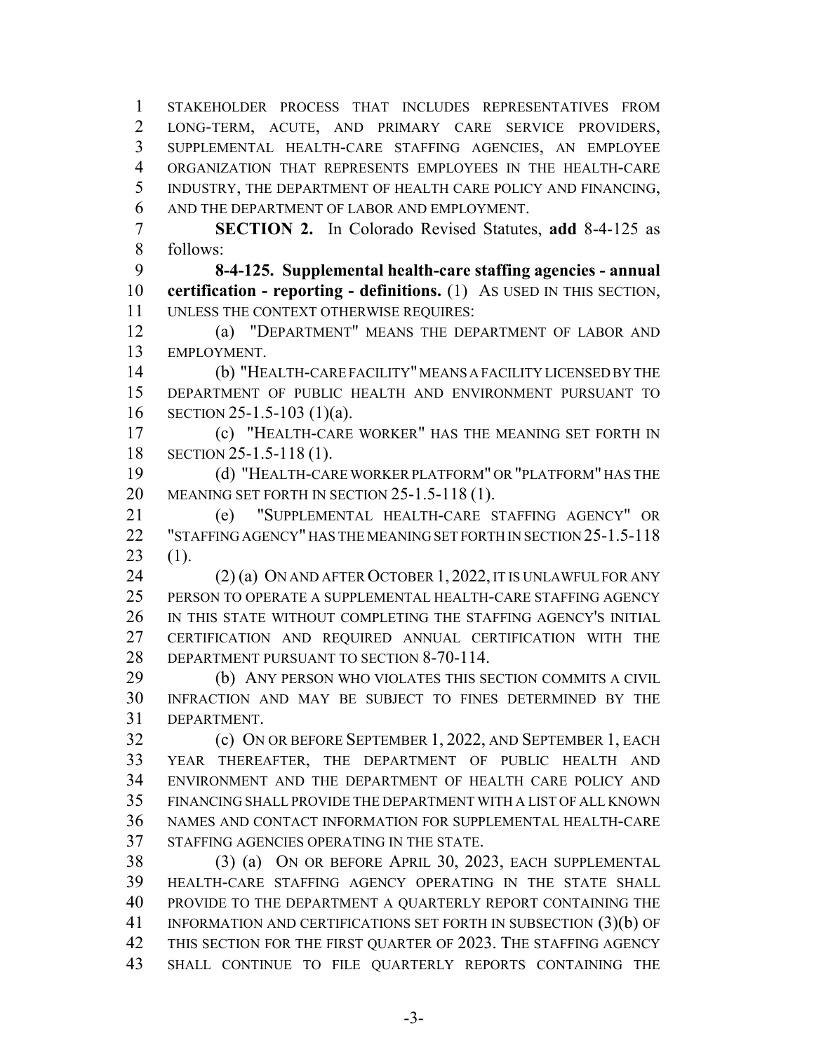STAKEHOLDER PROCESS THAT INCLUDES REPRESENTATIVES FROM LONG-TERM, ACUTE, AND PRIMARY CARE SERVICE PROVIDERS, SUPPLEMENTAL HEALTH-CARE STAFFING AGENCIES, AN EMPLOYEE ORGANIZATION THAT REPRESENTS EMPLOYEES IN THE HEALTH-CARE INDUSTRY, THE DEPARTMENT OF HEALTH CARE POLICY AND FINANCING, AND THE DEPARTMENT OF LABOR AND EMPLOYMENT.

**SECTION 2.** In Colorado Revised Statutes, **add** 8-4-125 as follows:

**8-4-125. Supplemental health-care staffing agencies - annual certification - reporting - definitions.** (1) AS USED IN THIS SECTION, UNLESS THE CONTEXT OTHERWISE REQUIRES:

(a) "DEPARTMENT" MEANS THE DEPARTMENT OF LABOR AND EMPLOYMENT.

(b) "HEALTH-CARE FACILITY" MEANS A FACILITY LICENSED BY THE DEPARTMENT OF PUBLIC HEALTH AND ENVIRONMENT PURSUANT TO SECTION 25-1.5-103 (1)(a).

(c) "HEALTH-CARE WORKER" HAS THE MEANING SET FORTH IN SECTION 25-1.5-118 (1).

(d) "HEALTH-CARE WORKER PLATFORM" OR "PLATFORM" HAS THE MEANING SET FORTH IN SECTION 25-1.5-118 (1).

(e) "SUPPLEMENTAL HEALTH-CARE STAFFING AGENCY" OR "STAFFING AGENCY" HAS THE MEANING SET FORTH IN SECTION 25-1.5-118 (1).

(2) (a) ON AND AFTER OCTOBER 1, 2022, IT IS UNLAWFUL FOR ANY PERSON TO OPERATE A SUPPLEMENTAL HEALTH-CARE STAFFING AGENCY IN THIS STATE WITHOUT COMPLETING THE STAFFING AGENCY'S INITIAL CERTIFICATION AND REQUIRED ANNUAL CERTIFICATION WITH THE DEPARTMENT PURSUANT TO SECTION 8-70-114.

(b) ANY PERSON WHO VIOLATES THIS SECTION COMMITS A CIVIL INFRACTION AND MAY BE SUBJECT TO FINES DETERMINED BY THE DEPARTMENT.

(c) ON OR BEFORE SEPTEMBER 1, 2022, AND SEPTEMBER 1, EACH YEAR THEREAFTER, THE DEPARTMENT OF PUBLIC HEALTH AND ENVIRONMENT AND THE DEPARTMENT OF HEALTH CARE POLICY AND FINANCING SHALL PROVIDE THE DEPARTMENT WITH A LIST OF ALL KNOWN NAMES AND CONTACT INFORMATION FOR SUPPLEMENTAL HEALTH-CARE STAFFING AGENCIES OPERATING IN THE STATE.

(3) (a) ON OR BEFORE APRIL 30, 2023, EACH SUPPLEMENTAL HEALTH-CARE STAFFING AGENCY OPERATING IN THE STATE SHALL PROVIDE TO THE DEPARTMENT A QUARTERLY REPORT CONTAINING THE INFORMATION AND CERTIFICATIONS SET FORTH IN SUBSECTION (3)(b) OF THIS SECTION FOR THE FIRST QUARTER OF 2023. THE STAFFING AGENCY SHALL CONTINUE TO FILE QUARTERLY REPORTS CONTAINING THE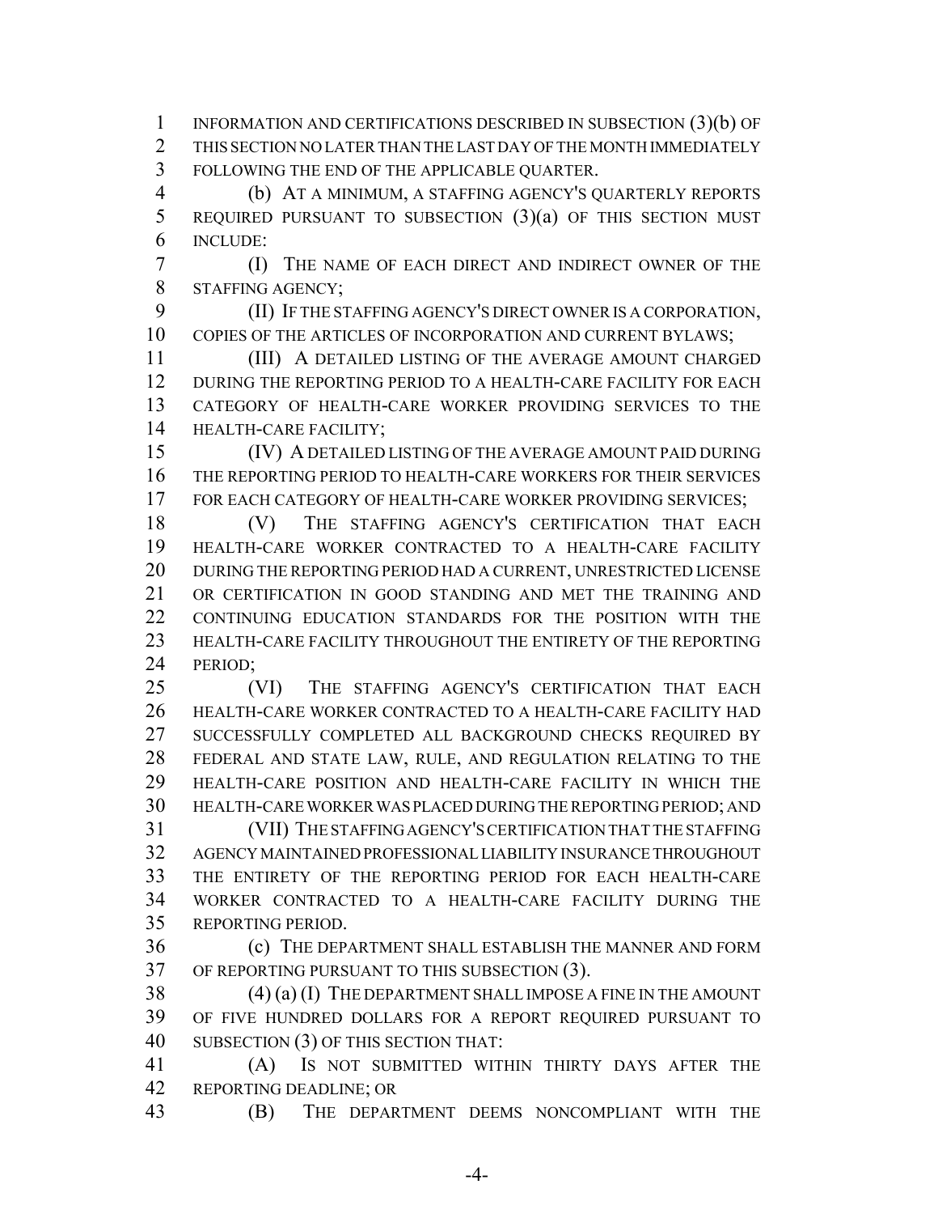INFORMATION AND CERTIFICATIONS DESCRIBED IN SUBSECTION (3)(b) OF THIS SECTION NO LATER THAN THE LAST DAY OF THE MONTH IMMEDIATELY FOLLOWING THE END OF THE APPLICABLE QUARTER.

(b) AT A MINIMUM, A STAFFING AGENCY'S QUARTERLY REPORTS REQUIRED PURSUANT TO SUBSECTION (3)(a) OF THIS SECTION MUST INCLUDE:

(I) THE NAME OF EACH DIRECT AND INDIRECT OWNER OF THE STAFFING AGENCY;

(II) IF THE STAFFING AGENCY'S DIRECT OWNER IS A CORPORATION, COPIES OF THE ARTICLES OF INCORPORATION AND CURRENT BYLAWS;

(III) A DETAILED LISTING OF THE AVERAGE AMOUNT CHARGED DURING THE REPORTING PERIOD TO A HEALTH-CARE FACILITY FOR EACH CATEGORY OF HEALTH-CARE WORKER PROVIDING SERVICES TO THE HEALTH-CARE FACILITY;

(IV) A DETAILED LISTING OF THE AVERAGE AMOUNT PAID DURING THE REPORTING PERIOD TO HEALTH-CARE WORKERS FOR THEIR SERVICES FOR EACH CATEGORY OF HEALTH-CARE WORKER PROVIDING SERVICES;

(V) THE STAFFING AGENCY'S CERTIFICATION THAT EACH HEALTH-CARE WORKER CONTRACTED TO A HEALTH-CARE FACILITY DURING THE REPORTING PERIOD HAD A CURRENT, UNRESTRICTED LICENSE OR CERTIFICATION IN GOOD STANDING AND MET THE TRAINING AND CONTINUING EDUCATION STANDARDS FOR THE POSITION WITH THE HEALTH-CARE FACILITY THROUGHOUT THE ENTIRETY OF THE REPORTING PERIOD;

(VI) THE STAFFING AGENCY'S CERTIFICATION THAT EACH HEALTH-CARE WORKER CONTRACTED TO A HEALTH-CARE FACILITY HAD SUCCESSFULLY COMPLETED ALL BACKGROUND CHECKS REQUIRED BY FEDERAL AND STATE LAW, RULE, AND REGULATION RELATING TO THE HEALTH-CARE POSITION AND HEALTH-CARE FACILITY IN WHICH THE HEALTH-CARE WORKER WAS PLACED DURING THE REPORTING PERIOD; AND

(VII) THE STAFFING AGENCY'S CERTIFICATION THAT THE STAFFING AGENCY MAINTAINED PROFESSIONAL LIABILITY INSURANCE THROUGHOUT THE ENTIRETY OF THE REPORTING PERIOD FOR EACH HEALTH-CARE WORKER CONTRACTED TO A HEALTH-CARE FACILITY DURING THE REPORTING PERIOD.

(c) THE DEPARTMENT SHALL ESTABLISH THE MANNER AND FORM OF REPORTING PURSUANT TO THIS SUBSECTION (3).

(4) (a) (I) THE DEPARTMENT SHALL IMPOSE A FINE IN THE AMOUNT OF FIVE HUNDRED DOLLARS FOR A REPORT REQUIRED PURSUANT TO SUBSECTION (3) OF THIS SECTION THAT:

(A) IS NOT SUBMITTED WITHIN THIRTY DAYS AFTER THE REPORTING DEADLINE; OR

(B) THE DEPARTMENT DEEMS NONCOMPLIANT WITH THE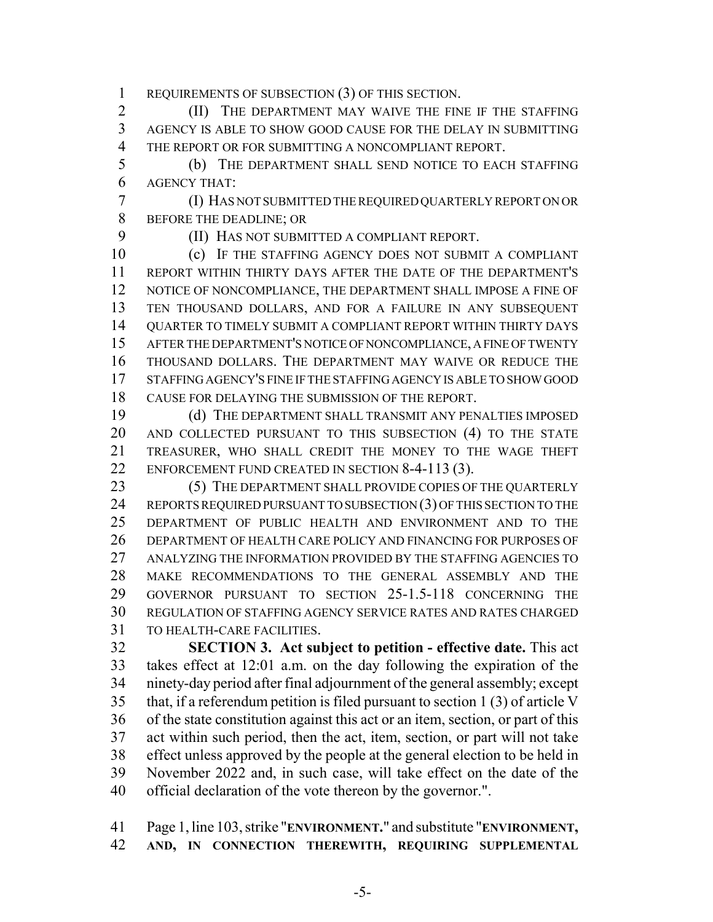REQUIREMENTS OF SUBSECTION (3) OF THIS SECTION.

(II) THE DEPARTMENT MAY WAIVE THE FINE IF THE STAFFING AGENCY IS ABLE TO SHOW GOOD CAUSE FOR THE DELAY IN SUBMITTING THE REPORT OR FOR SUBMITTING A NONCOMPLIANT REPORT.

(b) THE DEPARTMENT SHALL SEND NOTICE TO EACH STAFFING AGENCY THAT:

(I) HAS NOT SUBMITTED THE REQUIRED QUARTERLY REPORT ON OR BEFORE THE DEADLINE; OR

(II) HAS NOT SUBMITTED A COMPLIANT REPORT.

(c) IF THE STAFFING AGENCY DOES NOT SUBMIT A COMPLIANT REPORT WITHIN THIRTY DAYS AFTER THE DATE OF THE DEPARTMENT'S NOTICE OF NONCOMPLIANCE, THE DEPARTMENT SHALL IMPOSE A FINE OF TEN THOUSAND DOLLARS, AND FOR A FAILURE IN ANY SUBSEQUENT QUARTER TO TIMELY SUBMIT A COMPLIANT REPORT WITHIN THIRTY DAYS AFTER THE DEPARTMENT'S NOTICE OF NONCOMPLIANCE, A FINE OF TWENTY THOUSAND DOLLARS. THE DEPARTMENT MAY WAIVE OR REDUCE THE STAFFING AGENCY'S FINE IF THE STAFFING AGENCY IS ABLE TO SHOW GOOD CAUSE FOR DELAYING THE SUBMISSION OF THE REPORT.

(d) THE DEPARTMENT SHALL TRANSMIT ANY PENALTIES IMPOSED AND COLLECTED PURSUANT TO THIS SUBSECTION (4) TO THE STATE TREASURER, WHO SHALL CREDIT THE MONEY TO THE WAGE THEFT ENFORCEMENT FUND CREATED IN SECTION 8-4-113 (3).

(5) THE DEPARTMENT SHALL PROVIDE COPIES OF THE QUARTERLY REPORTS REQUIRED PURSUANT TO SUBSECTION (3) OF THIS SECTION TO THE DEPARTMENT OF PUBLIC HEALTH AND ENVIRONMENT AND TO THE DEPARTMENT OF HEALTH CARE POLICY AND FINANCING FOR PURPOSES OF ANALYZING THE INFORMATION PROVIDED BY THE STAFFING AGENCIES TO MAKE RECOMMENDATIONS TO THE GENERAL ASSEMBLY AND THE GOVERNOR PURSUANT TO SECTION 25-1.5-118 CONCERNING THE REGULATION OF STAFFING AGENCY SERVICE RATES AND RATES CHARGED TO HEALTH-CARE FACILITIES.

**SECTION 3. Act subject to petition - effective date.** This act takes effect at 12:01 a.m. on the day following the expiration of the ninety-day period after final adjournment of the general assembly; except that, if a referendum petition is filed pursuant to section 1 (3) of article V of the state constitution against this act or an item, section, or part of this act within such period, then the act, item, section, or part will not take effect unless approved by the people at the general election to be held in November 2022 and, in such case, will take effect on the date of the official declaration of the vote thereon by the governor.".

Page 1, line 103, strike "**ENVIRONMENT.**" and substitute "**ENVIRONMENT, AND, IN CONNECTION THEREWITH, REQUIRING SUPPLEMENTAL**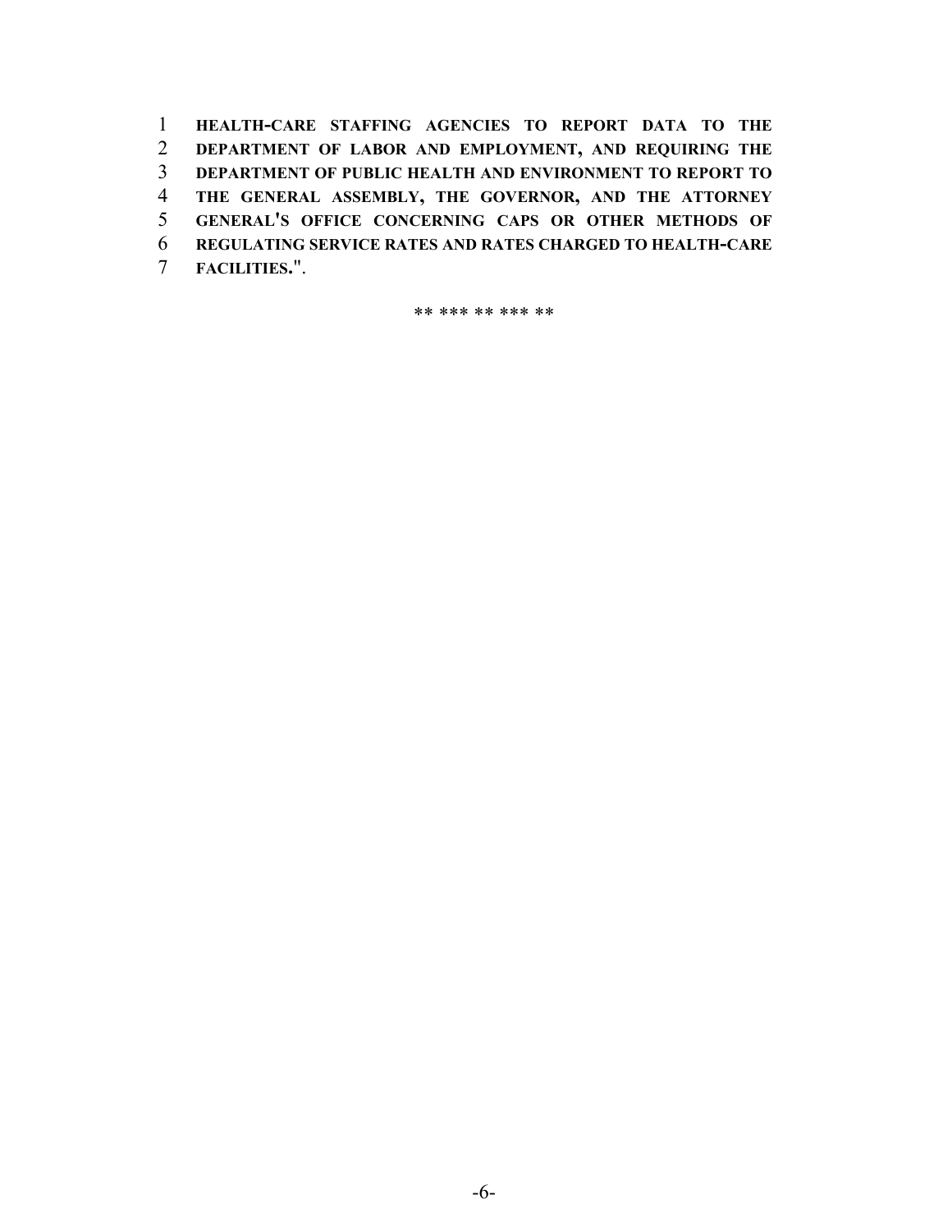**HEALTH-CARE STAFFING AGENCIES TO REPORT DATA TO THE DEPARTMENT OF LABOR AND EMPLOYMENT, AND REQUIRING THE DEPARTMENT OF PUBLIC HEALTH AND ENVIRONMENT TO REPORT TO THE GENERAL ASSEMBLY, THE GOVERNOR, AND THE ATTORNEY GENERAL'S OFFICE CONCERNING CAPS OR OTHER METHODS OF REGULATING SERVICE RATES AND RATES CHARGED TO HEALTH-CARE FACILITIES.**".

** *** ** *** **